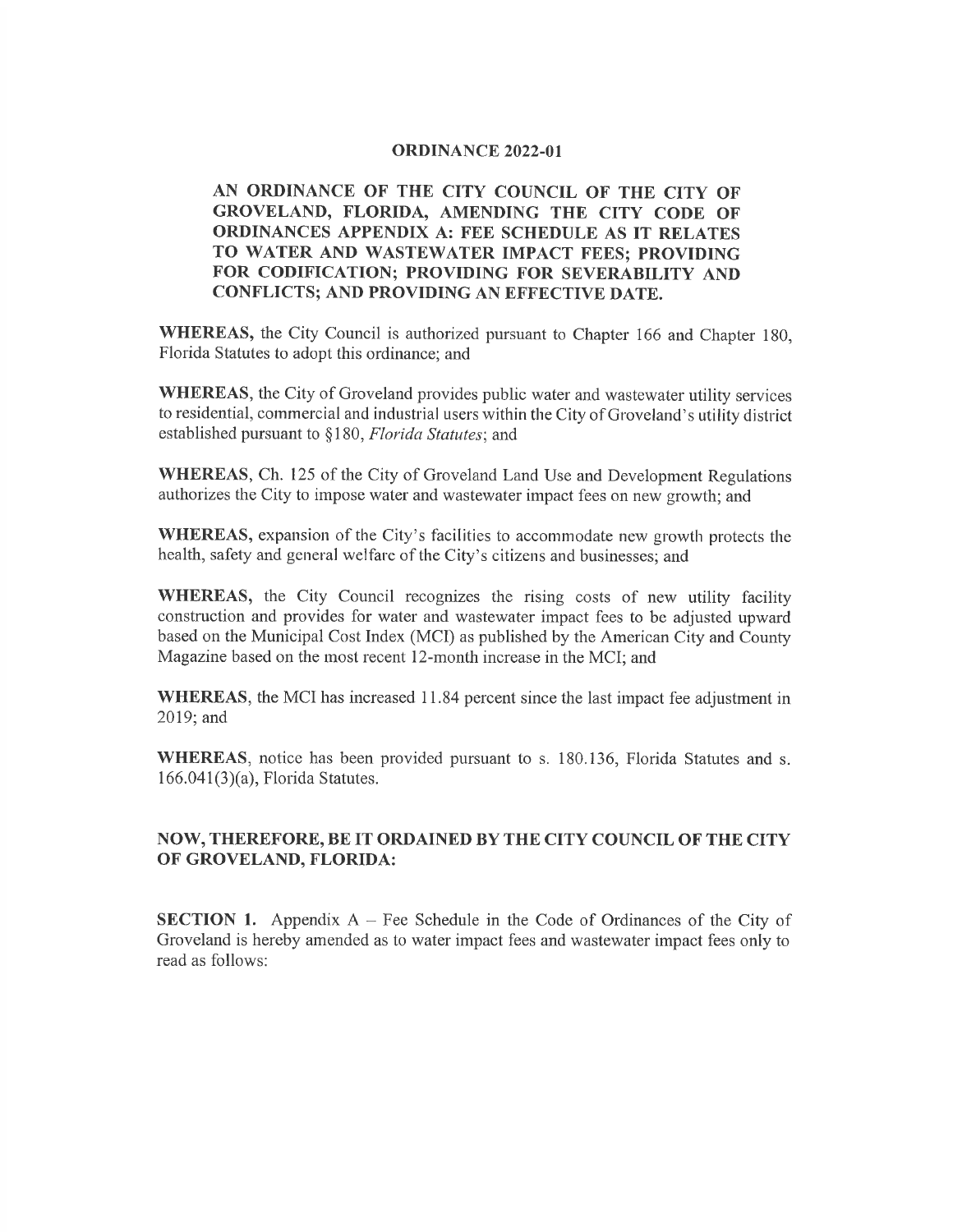# ORDINANCE 2022-01

## AN ORDINANCE OF THE CITY COUNCIL OF THE CITY OF GROVELAND, FLORIDA, AMENDING THE CITY CODE OF ORDINANCES APPENDIX A: FEE SCHEDULE AS IT RELATES TO WATER AND WASTEWATER IMPACT FEES; PROVIDING FOR CODIFICATION; PROVIDING FOR SEVERABILITY AND CONFLICTS; AND PROVIDING AN EFFECTIVE DATE.

**WHEREAS,** the City Council is authorized pursuant to Chapter 166 and Chapter 180, Florida Statutes to adopt this ordinance; and

**WHEREAS,** the City of Groveland provides public water and wastewater utility services to residential, commercial and industrial users within the City of Groveland's utility district established pursuant to §180, *Florida Statutes*; and

**WHEREAS,** Ch. 125 of the City of Groveland Land Use and Development Regulations authorizes the City to impose water and wastewater impact fees on new growth; and

**WHEREAS,** expansion of the City's facilities to accommodate new growth protects the health, safety and general welfare of the City's citizens and businesses; and

**WHEREAS,** the City Council recognizes the rising costs of new utility facility construction and provides for water and wastewater impact fees to be adjusted upward based on the Municipal Cost Index (MCI) as published by the American City and County Magazine based on the most recent 12-month increase in the MCI; and

**WHEREAS**, the MCI has increased 11.84 percent since the last impact fee adjustment in 2019; and

**WHEREAS**, notice has been provided pursuant to s. 180.136, Florida Statutes and s. 166.041(3)(a), Florida Statutes.

**NOW, THEREFORE, BE IT ORDAINED BY THE CITY COUNCIL OF THE CITY OF GROVELAND, FLORIDA:**

**SECTION 1.** Appendix A – Fee Schedule in the Code of Ordinances of the City of Groveland is hereby amended as to water impact fees and wastewater impact fees only to read as follows: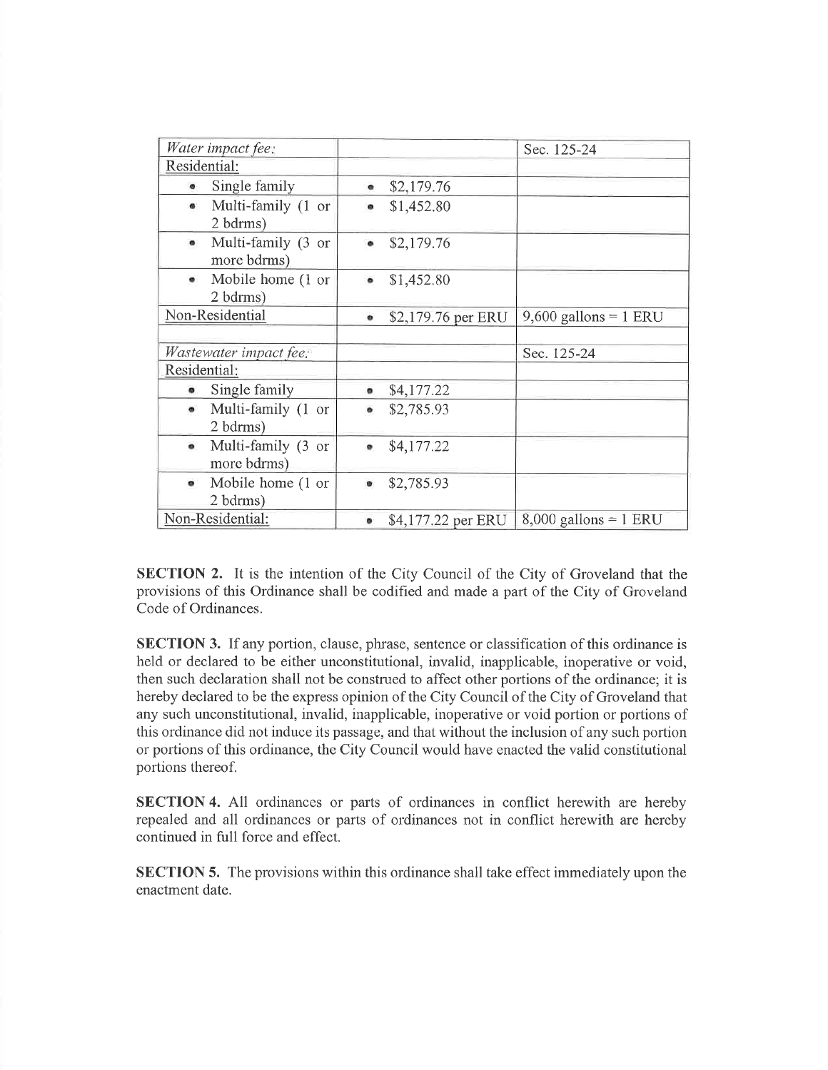| *Water impact fee:* | | Sec. 125-24 |
|---|---|---|
| Residential: | | |
| • Single family | • $2,179.76 | |
| • Multi-family (1 or 2 bdrms) | • $1,452.80 | |
| • Multi-family (3 or more bdrms) | • $2,179.76 | |
| • Mobile home (1 or 2 bdrms) | • $1,452.80 | |
| Non-Residential | • $2,179.76 per ERU | 9,600 gallons = 1 ERU |
| | | |
| *Wastewater impact fee:* | | Sec. 125-24 |
| Residential: | | |
| • Single family | • $4,177.22 | |
| • Multi-family (1 or 2 bdrms) | • $2,785.93 | |
| • Multi-family (3 or more bdrms) | • $4,177.22 | |
| • Mobile home (1 or 2 bdrms) | • $2,785.93 | |
| Non-Residential: | • $4,177.22 per ERU | 8,000 gallons = 1 ERU |

**SECTION 2.** It is the intention of the City Council of the City of Groveland that the provisions of this Ordinance shall be codified and made a part of the City of Groveland Code of Ordinances.

**SECTION 3.** If any portion, clause, phrase, sentence or classification of this ordinance is held or declared to be either unconstitutional, invalid, inapplicable, inoperative or void, then such declaration shall not be construed to affect other portions of the ordinance; it is hereby declared to be the express opinion of the City Council of the City of Groveland that any such unconstitutional, invalid, inapplicable, inoperative or void portion or portions of this ordinance did not induce its passage, and that without the inclusion of any such portion or portions of this ordinance, the City Council would have enacted the valid constitutional portions thereof.

**SECTION 4.** All ordinances or parts of ordinances in conflict herewith are hereby repealed and all ordinances or parts of ordinances not in conflict herewith are hereby continued in full force and effect.

**SECTION 5.** The provisions within this ordinance shall take effect immediately upon the enactment date.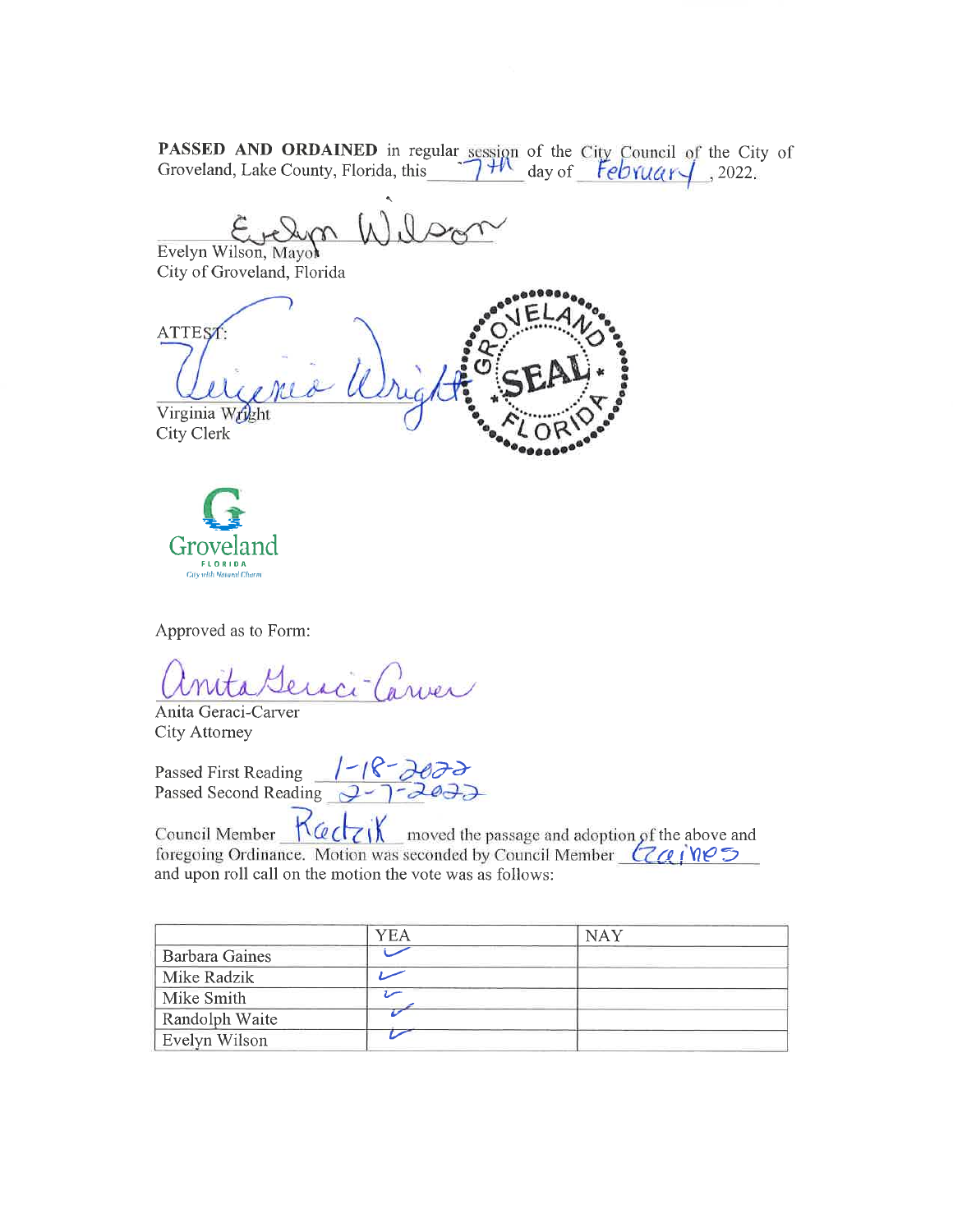**PASSED AND ORDAINED** in regular session of the City Council of the City of Groveland, Lake County, Florida, this 7th day of February, 2022.

Evelyn Wilson, Mayor
City of Groveland, Florida

ATTEST:

Virginia Wright
City Clerk

GROVELAND SEAL FLORIDA

Groveland
FLORIDA
City with Natural Charm

Approved as to Form:

Anita Geraci-Carver
City Attorney

Passed First Reading 1-18-2022
Passed Second Reading 2-7-2022

Council Member Radzik moved the passage and adoption of the above and foregoing Ordinance. Motion was seconded by Council Member Gaines and upon roll call on the motion the vote was as follows:

| | YEA | NAY |
|---|---|---|
| Barbara Gaines | ✓ | |
| Mike Radzik | ✓ | |
| Mike Smith | ✓ | |
| Randolph Waite | ✓ | |
| Evelyn Wilson | ✓ | |